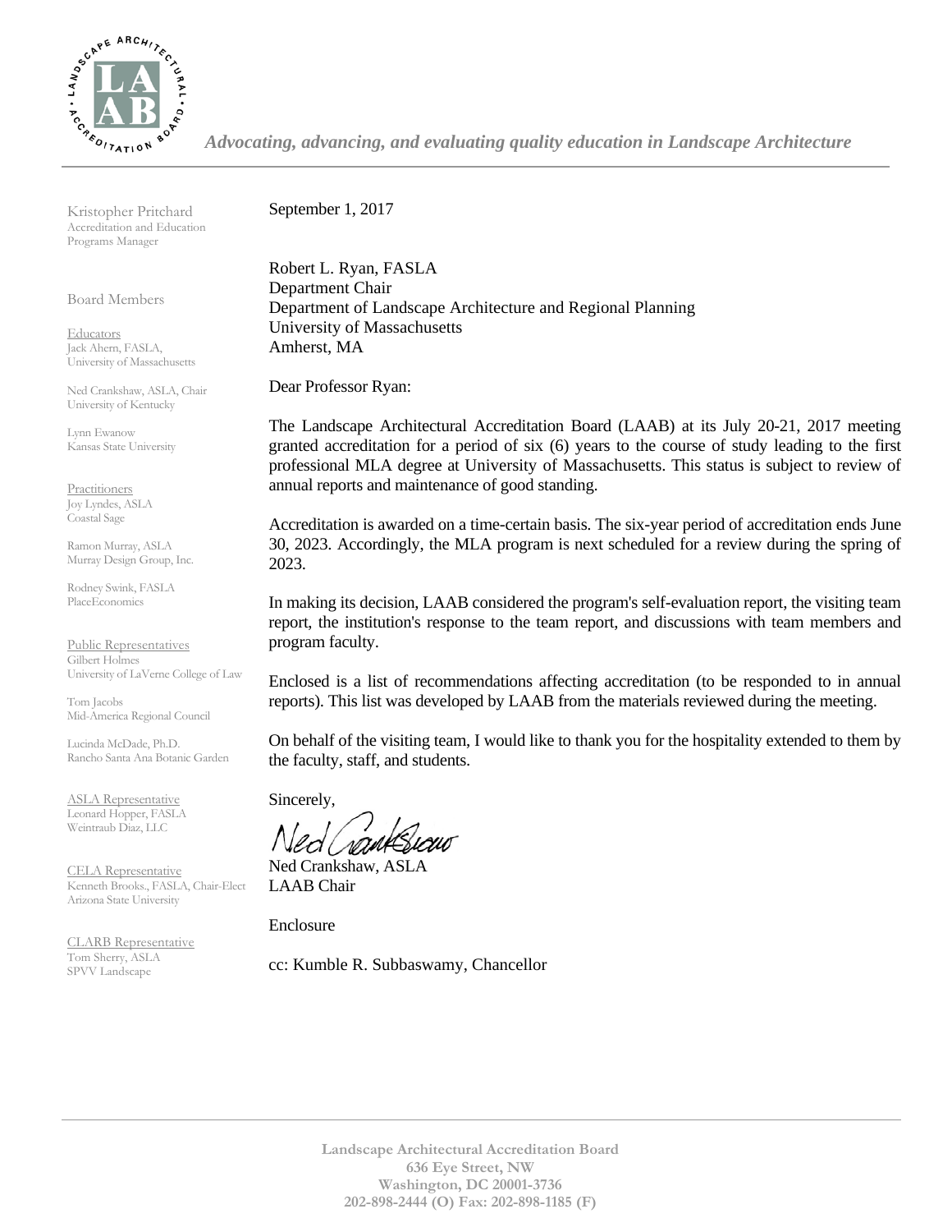*Advocating, advancing, and evaluating quality education in Landscape Architecture*

Kristopher Pritchard
Accreditation and Education Programs Manager

Board Members

Educators
Jack Ahern, FASLA, University of Massachusetts

Ned Crankshaw, ASLA, Chair
University of Kentucky

Lynn Ewanow
Kansas State University

Practitioners
Joy Lyndes, ASLA
Coastal Sage

Ramon Murray, ASLA
Murray Design Group, Inc.

Rodney Swink, FASLA
PlaceEconomics

Public Representatives
Gilbert Holmes
University of LaVerne College of Law

Tom Jacobs
Mid-America Regional Council

Lucinda McDade, Ph.D.
Rancho Santa Ana Botanic Garden

ASLA Representative
Leonard Hopper, FASLA
Weintraub Diaz, LLC

CELA Representative
Kenneth Brooks., FASLA, Chair-Elect
Arizona State University

CLARB Representative
Tom Sherry, ASLA
SPVV Landscape

September 1, 2017

Robert L. Ryan, FASLA
Department Chair
Department of Landscape Architecture and Regional Planning
University of Massachusetts
Amherst, MA

Dear Professor Ryan:

The Landscape Architectural Accreditation Board (LAAB) at its July 20-21, 2017 meeting granted accreditation for a period of six (6) years to the course of study leading to the first professional MLA degree at University of Massachusetts. This status is subject to review of annual reports and maintenance of good standing.

Accreditation is awarded on a time-certain basis. The six-year period of accreditation ends June 30, 2023. Accordingly, the MLA program is next scheduled for a review during the spring of 2023.

In making its decision, LAAB considered the program's self-evaluation report, the visiting team report, the institution's response to the team report, and discussions with team members and program faculty.

Enclosed is a list of recommendations affecting accreditation (to be responded to in annual reports). This list was developed by LAAB from the materials reviewed during the meeting.

On behalf of the visiting team, I would like to thank you for the hospitality extended to them by the faculty, staff, and students.

Sincerely,

Ned Crankshaw, ASLA
LAAB Chair

Enclosure

cc: Kumble R. Subbaswamy, Chancellor

**Landscape Architectural Accreditation Board**
**636 Eye Street, NW**
**Washington, DC 20001-3736**
**202-898-2444 (O) Fax: 202-898-1185 (F)**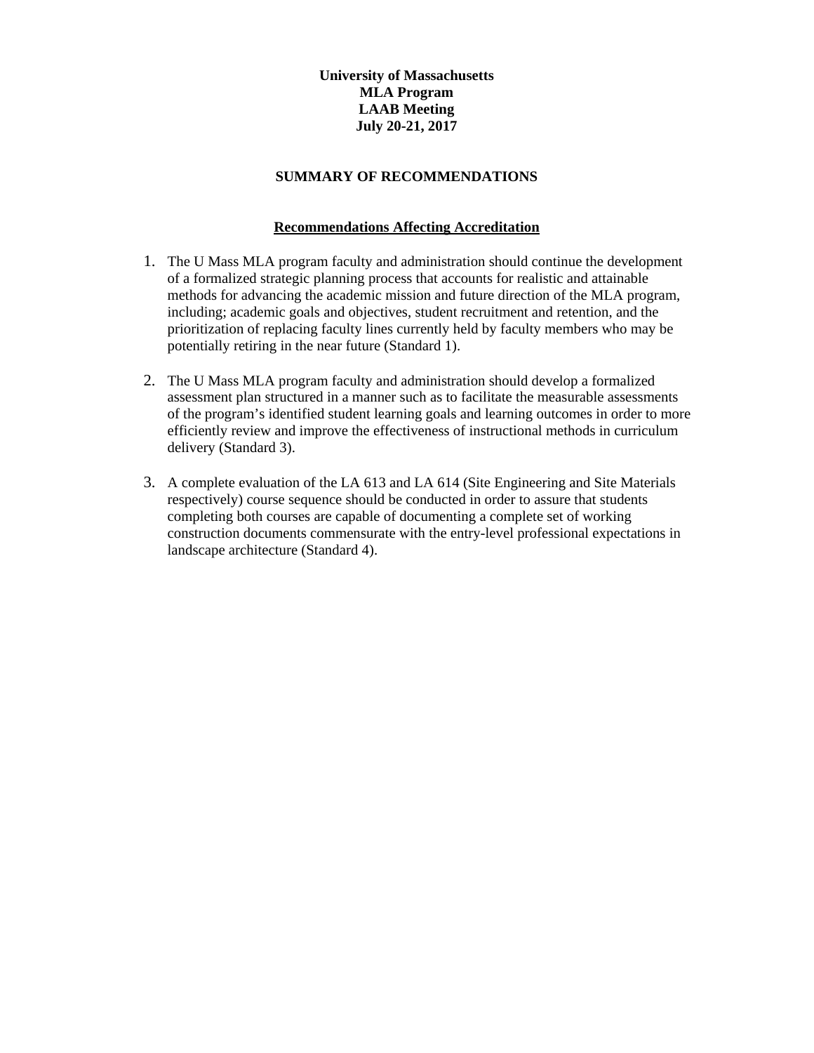**University of Massachusetts**
**MLA Program**
**LAAB Meeting**
**July 20-21, 2017**

## SUMMARY OF RECOMMENDATIONS

### Recommendations Affecting Accreditation

1. The U Mass MLA program faculty and administration should continue the development of a formalized strategic planning process that accounts for realistic and attainable methods for advancing the academic mission and future direction of the MLA program, including; academic goals and objectives, student recruitment and retention, and the prioritization of replacing faculty lines currently held by faculty members who may be potentially retiring in the near future (Standard 1).

2. The U Mass MLA program faculty and administration should develop a formalized assessment plan structured in a manner such as to facilitate the measurable assessments of the program's identified student learning goals and learning outcomes in order to more efficiently review and improve the effectiveness of instructional methods in curriculum delivery (Standard 3).

3. A complete evaluation of the LA 613 and LA 614 (Site Engineering and Site Materials respectively) course sequence should be conducted in order to assure that students completing both courses are capable of documenting a complete set of working construction documents commensurate with the entry-level professional expectations in landscape architecture (Standard 4).